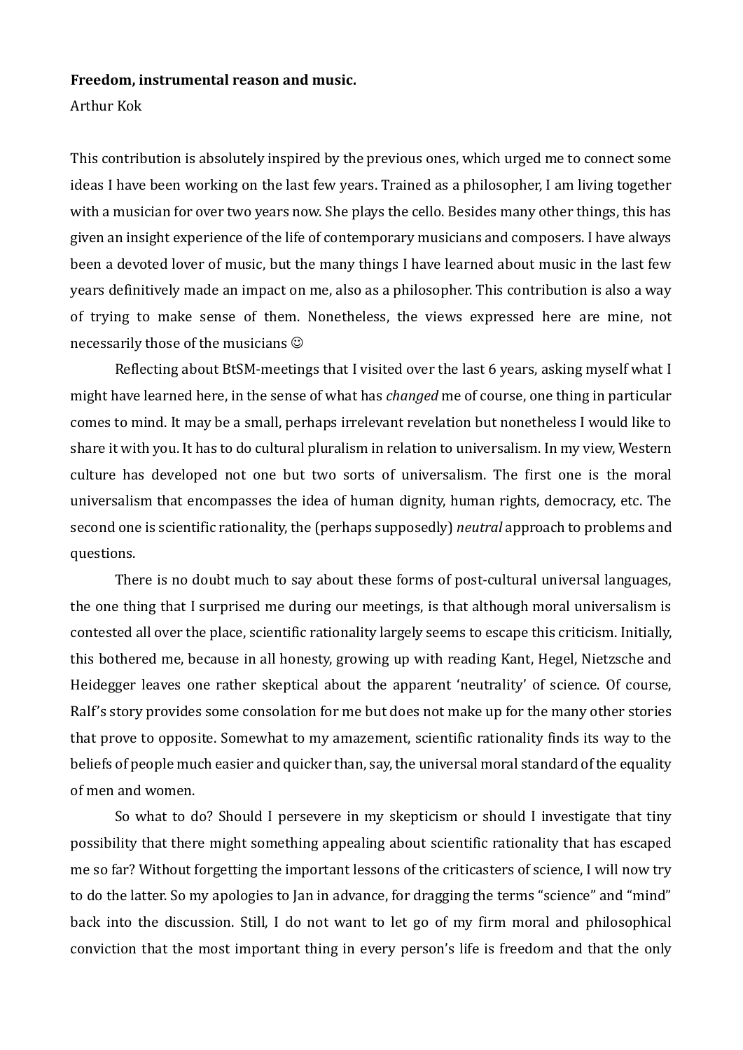**Freedom, instrumental reason and music.**

Arthur Kok

This contribution is absolutely inspired by the previous ones, which urged me to connect some ideas I have been working on the last few years. Trained as a philosopher, I am living together with a musician for over two years now. She plays the cello. Besides many other things, this has given an insight experience of the life of contemporary musicians and composers. I have always been a devoted lover of music, but the many things I have learned about music in the last few years definitively made an impact on me, also as a philosopher. This contribution is also a way of trying to make sense of them. Nonetheless, the views expressed here are mine, not necessarily those of the musicians ☺

Reflecting about BtSM-meetings that I visited over the last 6 years, asking myself what I might have learned here, in the sense of what has *changed* me of course, one thing in particular comes to mind. It may be a small, perhaps irrelevant revelation but nonetheless I would like to share it with you. It has to do cultural pluralism in relation to universalism. In my view, Western culture has developed not one but two sorts of universalism. The first one is the moral universalism that encompasses the idea of human dignity, human rights, democracy, etc. The second one is scientific rationality, the (perhaps supposedly) *neutral* approach to problems and questions.

There is no doubt much to say about these forms of post-cultural universal languages, the one thing that I surprised me during our meetings, is that although moral universalism is contested all over the place, scientific rationality largely seems to escape this criticism. Initially, this bothered me, because in all honesty, growing up with reading Kant, Hegel, Nietzsche and Heidegger leaves one rather skeptical about the apparent 'neutrality' of science. Of course, Ralf's story provides some consolation for me but does not make up for the many other stories that prove to opposite. Somewhat to my amazement, scientific rationality finds its way to the beliefs of people much easier and quicker than, say, the universal moral standard of the equality of men and women.

So what to do? Should I persevere in my skepticism or should I investigate that tiny possibility that there might something appealing about scientific rationality that has escaped me so far? Without forgetting the important lessons of the criticasters of science, I will now try to do the latter. So my apologies to Jan in advance, for dragging the terms "science" and "mind" back into the discussion. Still, I do not want to let go of my firm moral and philosophical conviction that the most important thing in every person's life is freedom and that the only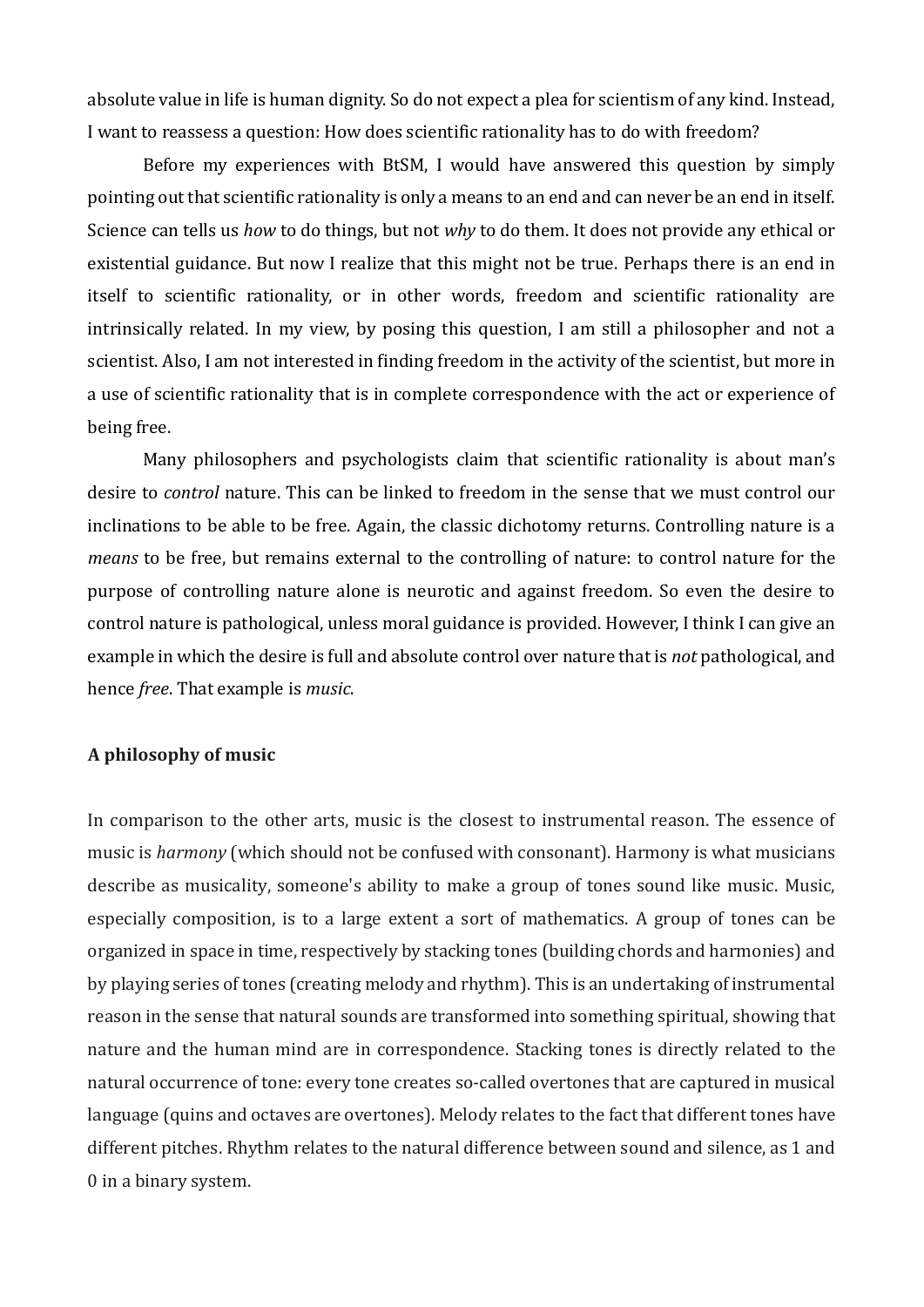absolute value in life is human dignity. So do not expect a plea for scientism of any kind. Instead, I want to reassess a question: How does scientific rationality has to do with freedom?

Before my experiences with BtSM, I would have answered this question by simply pointing out that scientific rationality is only a means to an end and can never be an end in itself. Science can tells us *how* to do things, but not *why* to do them. It does not provide any ethical or existential guidance. But now I realize that this might not be true. Perhaps there is an end in itself to scientific rationality, or in other words, freedom and scientific rationality are intrinsically related. In my view, by posing this question, I am still a philosopher and not a scientist. Also, I am not interested in finding freedom in the activity of the scientist, but more in a use of scientific rationality that is in complete correspondence with the act or experience of being free.

Many philosophers and psychologists claim that scientific rationality is about man's desire to *control* nature. This can be linked to freedom in the sense that we must control our inclinations to be able to be free. Again, the classic dichotomy returns. Controlling nature is a *means* to be free, but remains external to the controlling of nature: to control nature for the purpose of controlling nature alone is neurotic and against freedom. So even the desire to control nature is pathological, unless moral guidance is provided. However, I think I can give an example in which the desire is full and absolute control over nature that is *not* pathological, and hence *free*. That example is *music*.

## A philosophy of music

In comparison to the other arts, music is the closest to instrumental reason. The essence of music is *harmony* (which should not be confused with consonant). Harmony is what musicians describe as musicality, someone's ability to make a group of tones sound like music. Music, especially composition, is to a large extent a sort of mathematics. A group of tones can be organized in space in time, respectively by stacking tones (building chords and harmonies) and by playing series of tones (creating melody and rhythm). This is an undertaking of instrumental reason in the sense that natural sounds are transformed into something spiritual, showing that nature and the human mind are in correspondence. Stacking tones is directly related to the natural occurrence of tone: every tone creates so-called overtones that are captured in musical language (quins and octaves are overtones). Melody relates to the fact that different tones have different pitches. Rhythm relates to the natural difference between sound and silence, as 1 and 0 in a binary system.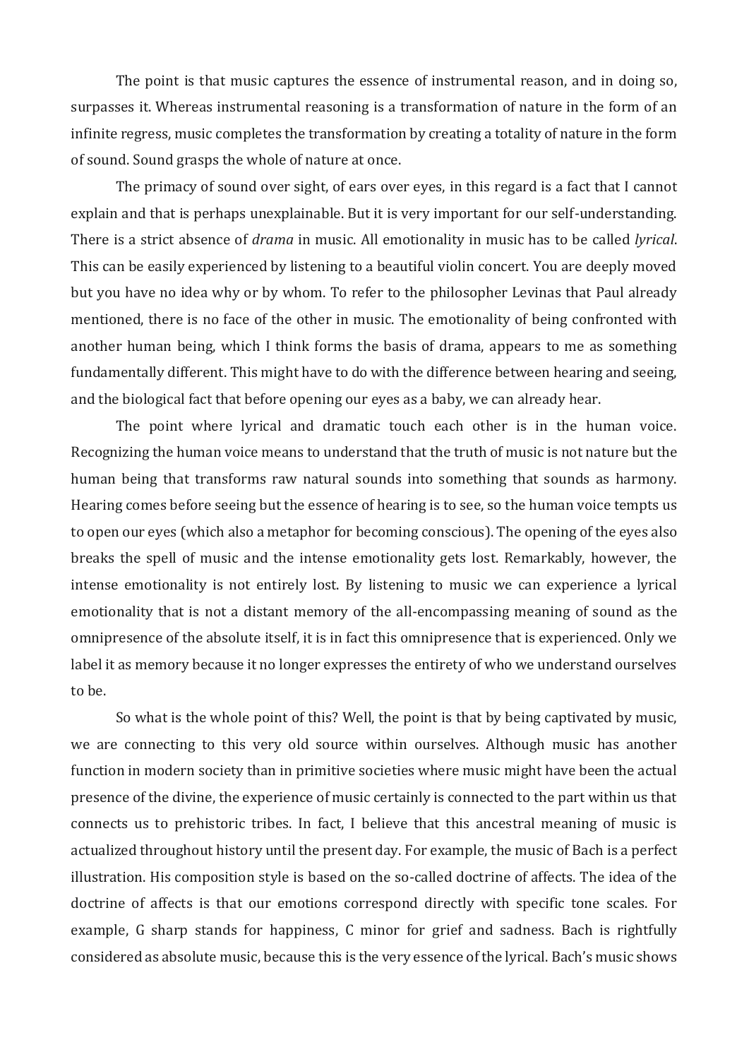The point is that music captures the essence of instrumental reason, and in doing so, surpasses it. Whereas instrumental reasoning is a transformation of nature in the form of an infinite regress, music completes the transformation by creating a totality of nature in the form of sound. Sound grasps the whole of nature at once.

The primacy of sound over sight, of ears over eyes, in this regard is a fact that I cannot explain and that is perhaps unexplainable. But it is very important for our self-understanding. There is a strict absence of *drama* in music. All emotionality in music has to be called *lyrical*. This can be easily experienced by listening to a beautiful violin concert. You are deeply moved but you have no idea why or by whom. To refer to the philosopher Levinas that Paul already mentioned, there is no face of the other in music. The emotionality of being confronted with another human being, which I think forms the basis of drama, appears to me as something fundamentally different. This might have to do with the difference between hearing and seeing, and the biological fact that before opening our eyes as a baby, we can already hear.

The point where lyrical and dramatic touch each other is in the human voice. Recognizing the human voice means to understand that the truth of music is not nature but the human being that transforms raw natural sounds into something that sounds as harmony. Hearing comes before seeing but the essence of hearing is to see, so the human voice tempts us to open our eyes (which also a metaphor for becoming conscious). The opening of the eyes also breaks the spell of music and the intense emotionality gets lost. Remarkably, however, the intense emotionality is not entirely lost. By listening to music we can experience a lyrical emotionality that is not a distant memory of the all-encompassing meaning of sound as the omnipresence of the absolute itself, it is in fact this omnipresence that is experienced. Only we label it as memory because it no longer expresses the entirety of who we understand ourselves to be.

So what is the whole point of this? Well, the point is that by being captivated by music, we are connecting to this very old source within ourselves. Although music has another function in modern society than in primitive societies where music might have been the actual presence of the divine, the experience of music certainly is connected to the part within us that connects us to prehistoric tribes. In fact, I believe that this ancestral meaning of music is actualized throughout history until the present day. For example, the music of Bach is a perfect illustration. His composition style is based on the so-called doctrine of affects. The idea of the doctrine of affects is that our emotions correspond directly with specific tone scales. For example, G sharp stands for happiness, C minor for grief and sadness. Bach is rightfully considered as absolute music, because this is the very essence of the lyrical. Bach's music shows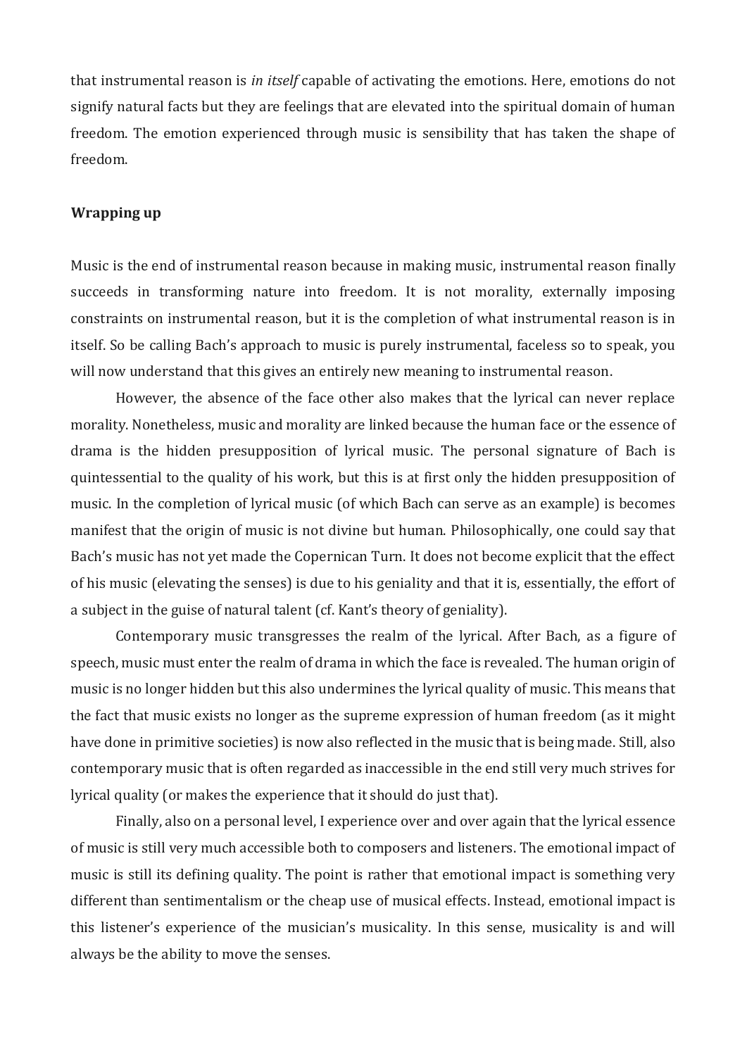that instrumental reason is *in itself* capable of activating the emotions. Here, emotions do not signify natural facts but they are feelings that are elevated into the spiritual domain of human freedom. The emotion experienced through music is sensibility that has taken the shape of freedom.

**Wrapping up**

Music is the end of instrumental reason because in making music, instrumental reason finally succeeds in transforming nature into freedom. It is not morality, externally imposing constraints on instrumental reason, but it is the completion of what instrumental reason is in itself. So be calling Bach's approach to music is purely instrumental, faceless so to speak, you will now understand that this gives an entirely new meaning to instrumental reason.

However, the absence of the face other also makes that the lyrical can never replace morality. Nonetheless, music and morality are linked because the human face or the essence of drama is the hidden presupposition of lyrical music. The personal signature of Bach is quintessential to the quality of his work, but this is at first only the hidden presupposition of music. In the completion of lyrical music (of which Bach can serve as an example) is becomes manifest that the origin of music is not divine but human. Philosophically, one could say that Bach's music has not yet made the Copernican Turn. It does not become explicit that the effect of his music (elevating the senses) is due to his geniality and that it is, essentially, the effort of a subject in the guise of natural talent (cf. Kant's theory of geniality).

Contemporary music transgresses the realm of the lyrical. After Bach, as a figure of speech, music must enter the realm of drama in which the face is revealed. The human origin of music is no longer hidden but this also undermines the lyrical quality of music. This means that the fact that music exists no longer as the supreme expression of human freedom (as it might have done in primitive societies) is now also reflected in the music that is being made. Still, also contemporary music that is often regarded as inaccessible in the end still very much strives for lyrical quality (or makes the experience that it should do just that).

Finally, also on a personal level, I experience over and over again that the lyrical essence of music is still very much accessible both to composers and listeners. The emotional impact of music is still its defining quality. The point is rather that emotional impact is something very different than sentimentalism or the cheap use of musical effects. Instead, emotional impact is this listener's experience of the musician's musicality. In this sense, musicality is and will always be the ability to move the senses.